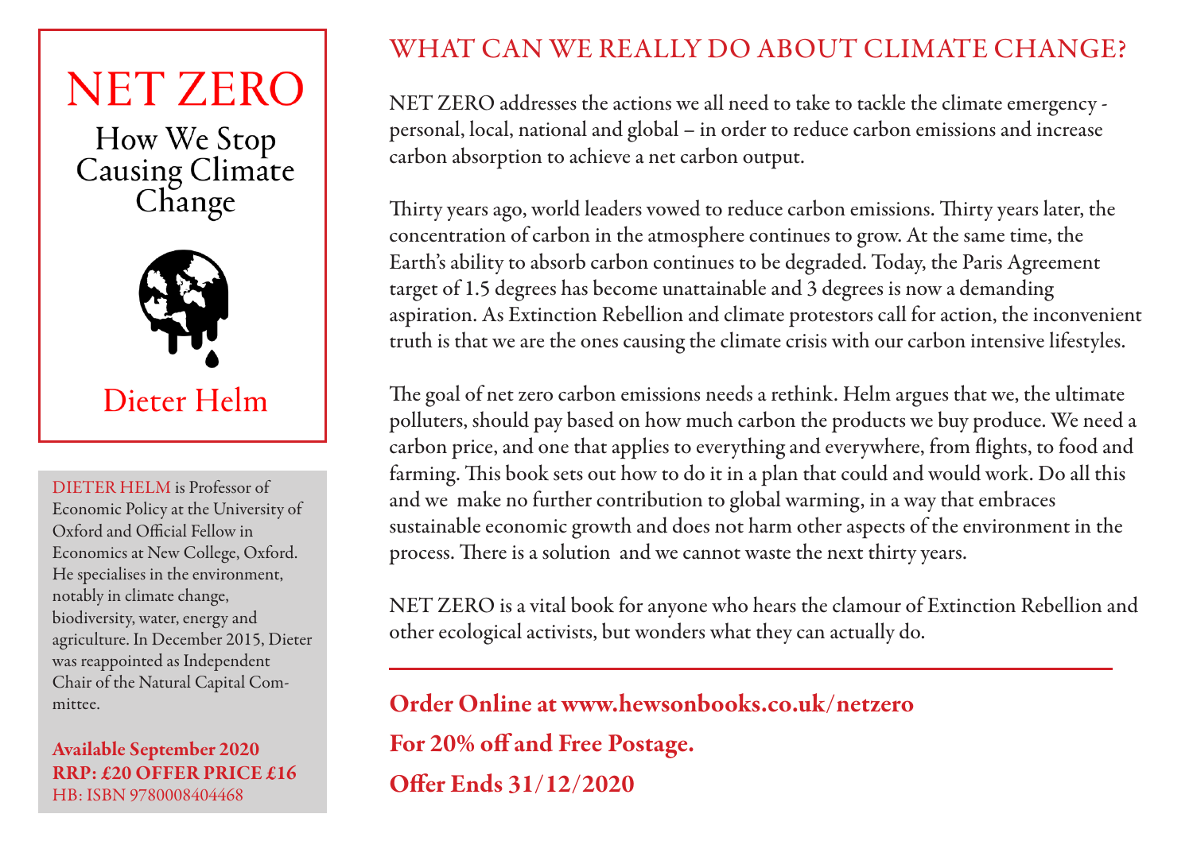# NET ZERO

## How We Stop Causing Climate Change

Dieter Helm

DIETER HELM is Professor of Economic Policy at the University of Oxford and Official Fellow in Economics at New College, Oxford. He specialises in the environment, notably in climate change, biodiversity, water, energy and agriculture. In December 2015, Dieter was reappointed as Independent Chair of the Natural Capital Committee.

**Available September 2020**
**RRP: £20 OFFER PRICE £16**
HB: ISBN 9780008404468

## WHAT CAN WE REALLY DO ABOUT CLIMATE CHANGE?

NET ZERO addresses the actions we all need to take to tackle the climate emergency - personal, local, national and global – in order to reduce carbon emissions and increase carbon absorption to achieve a net carbon output.

Thirty years ago, world leaders vowed to reduce carbon emissions. Thirty years later, the concentration of carbon in the atmosphere continues to grow. At the same time, the Earth's ability to absorb carbon continues to be degraded. Today, the Paris Agreement target of 1.5 degrees has become unattainable and 3 degrees is now a demanding aspiration. As Extinction Rebellion and climate protestors call for action, the inconvenient truth is that we are the ones causing the climate crisis with our carbon intensive lifestyles.

The goal of net zero carbon emissions needs a rethink. Helm argues that we, the ultimate polluters, should pay based on how much carbon the products we buy produce. We need a carbon price, and one that applies to everything and everywhere, from flights, to food and farming. This book sets out how to do it in a plan that could and would work. Do all this and we make no further contribution to global warming, in a way that embraces sustainable economic growth and does not harm other aspects of the environment in the process. There is a solution and we cannot waste the next thirty years.

NET ZERO is a vital book for anyone who hears the clamour of Extinction Rebellion and other ecological activists, but wonders what they can actually do.

---

**Order Online at www.hewsonbooks.co.uk/netzero**

**For 20% off and Free Postage.**

**Offer Ends 31/12/2020**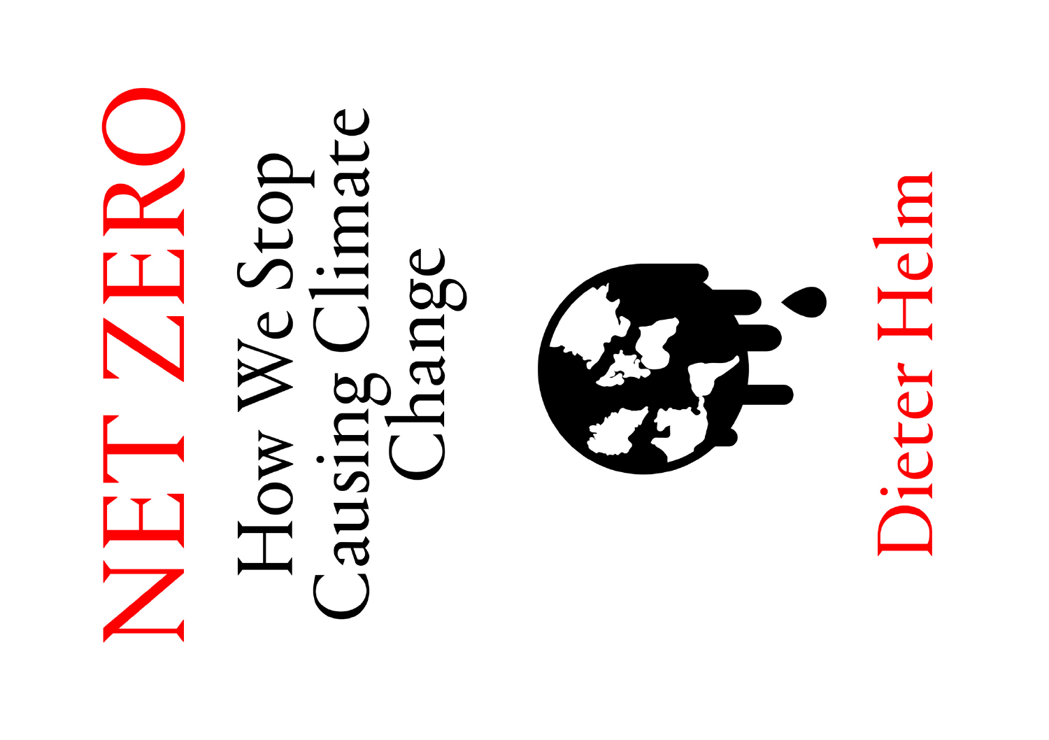# NET ZERO

## How We Stop Causing Climate Change

Dieter Helm